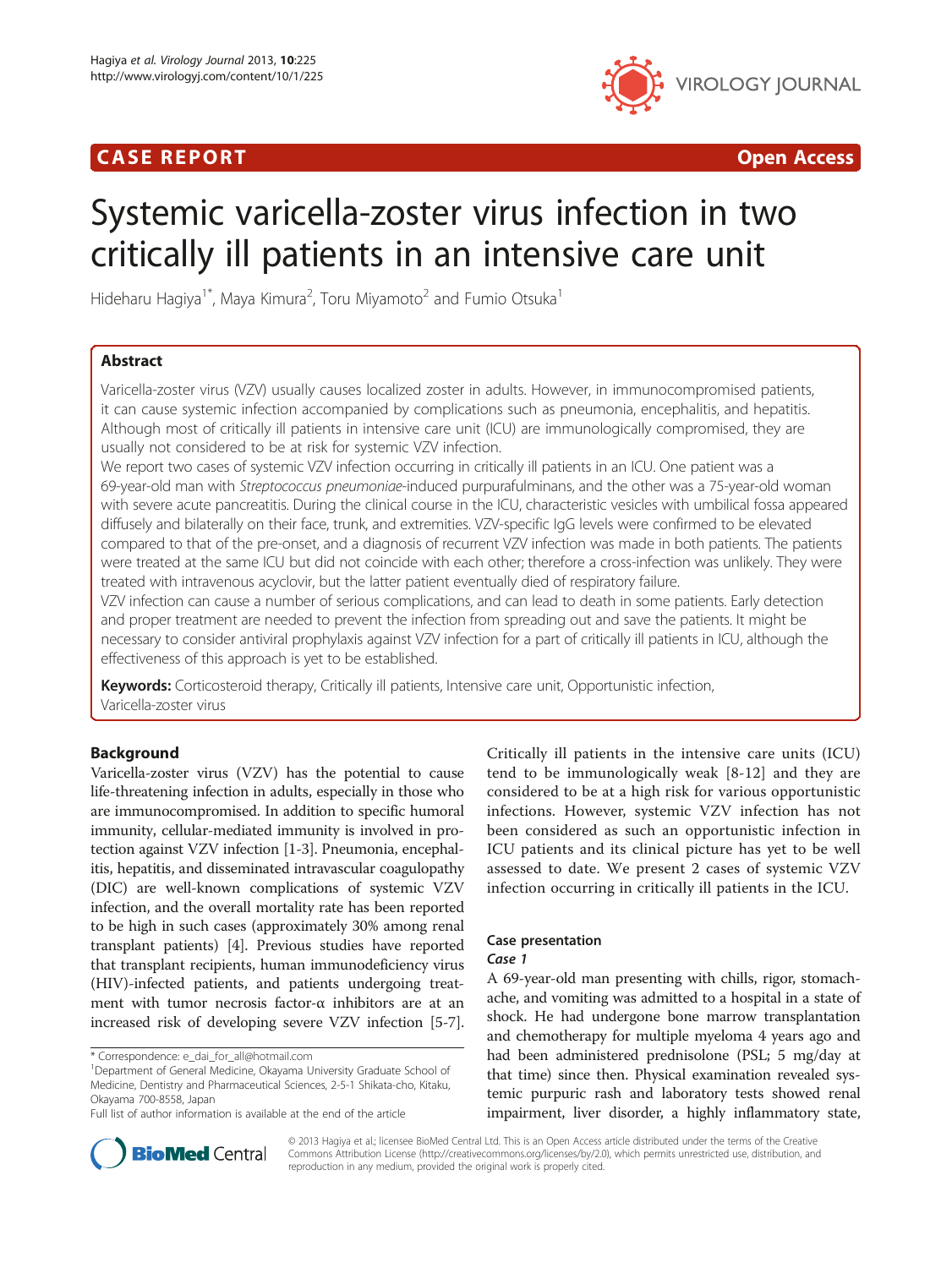CASE REPORT **Open Access**

# Systemic varicella-zoster virus infection in two critically ill patients in an intensive care unit

Hideharu Hagiya[1*], Maya Kimura[2], Toru Miyamoto[2] and Fumio Otsuka[1]

## Abstract

Varicella-zoster virus (VZV) usually causes localized zoster in adults. However, in immunocompromised patients, it can cause systemic infection accompanied by complications such as pneumonia, encephalitis, and hepatitis. Although most of critically ill patients in intensive care unit (ICU) are immunologically compromised, they are usually not considered to be at risk for systemic VZV infection.

We report two cases of systemic VZV infection occurring in critically ill patients in an ICU. One patient was a 69-year-old man with *Streptococcus pneumoniae*-induced purpurafulminans, and the other was a 75-year-old woman with severe acute pancreatitis. During the clinical course in the ICU, characteristic vesicles with umbilical fossa appeared diffusely and bilaterally on their face, trunk, and extremities. VZV-specific IgG levels were confirmed to be elevated compared to that of the pre-onset, and a diagnosis of recurrent VZV infection was made in both patients. The patients were treated at the same ICU but did not coincide with each other; therefore a cross-infection was unlikely. They were treated with intravenous acyclovir, but the latter patient eventually died of respiratory failure.

VZV infection can cause a number of serious complications, and can lead to death in some patients. Early detection and proper treatment are needed to prevent the infection from spreading out and save the patients. It might be necessary to consider antiviral prophylaxis against VZV infection for a part of critically ill patients in ICU, although the effectiveness of this approach is yet to be established.

**Keywords:** Corticosteroid therapy, Critically ill patients, Intensive care unit, Opportunistic infection, Varicella-zoster virus

## Background

Varicella-zoster virus (VZV) has the potential to cause life-threatening infection in adults, especially in those who are immunocompromised. In addition to specific humoral immunity, cellular-mediated immunity is involved in protection against VZV infection [1-3]. Pneumonia, encephalitis, hepatitis, and disseminated intravascular coagulopathy (DIC) are well-known complications of systemic VZV infection, and the overall mortality rate has been reported to be high in such cases (approximately 30% among renal transplant patients) [4]. Previous studies have reported that transplant recipients, human immunodeficiency virus (HIV)-infected patients, and patients undergoing treatment with tumor necrosis factor-α inhibitors are at an increased risk of developing severe VZV infection [5-7]. Critically ill patients in the intensive care units (ICU) tend to be immunologically weak [8-12] and they are considered to be at a high risk for various opportunistic infections. However, systemic VZV infection has not been considered as such an opportunistic infection in ICU patients and its clinical picture has yet to be well assessed to date. We present 2 cases of systemic VZV infection occurring in critically ill patients in the ICU.

## Case presentation

### Case 1

A 69-year-old man presenting with chills, rigor, stomachache, and vomiting was admitted to a hospital in a state of shock. He had undergone bone marrow transplantation and chemotherapy for multiple myeloma 4 years ago and had been administered prednisolone (PSL; 5 mg/day at that time) since then. Physical examination revealed systemic purpuric rash and laboratory tests showed renal impairment, liver disorder, a highly inflammatory state,

\* Correspondence: e_dai_for_all@hotmail.com
[1]Department of General Medicine, Okayama University Graduate School of Medicine, Dentistry and Pharmaceutical Sciences, 2-5-1 Shikata-cho, Kitaku, Okayama 700-8558, Japan
Full list of author information is available at the end of the article

© 2013 Hagiya et al.; licensee BioMed Central Ltd. This is an Open Access article distributed under the terms of the Creative Commons Attribution License (http://creativecommons.org/licenses/by/2.0), which permits unrestricted use, distribution, and reproduction in any medium, provided the original work is properly cited.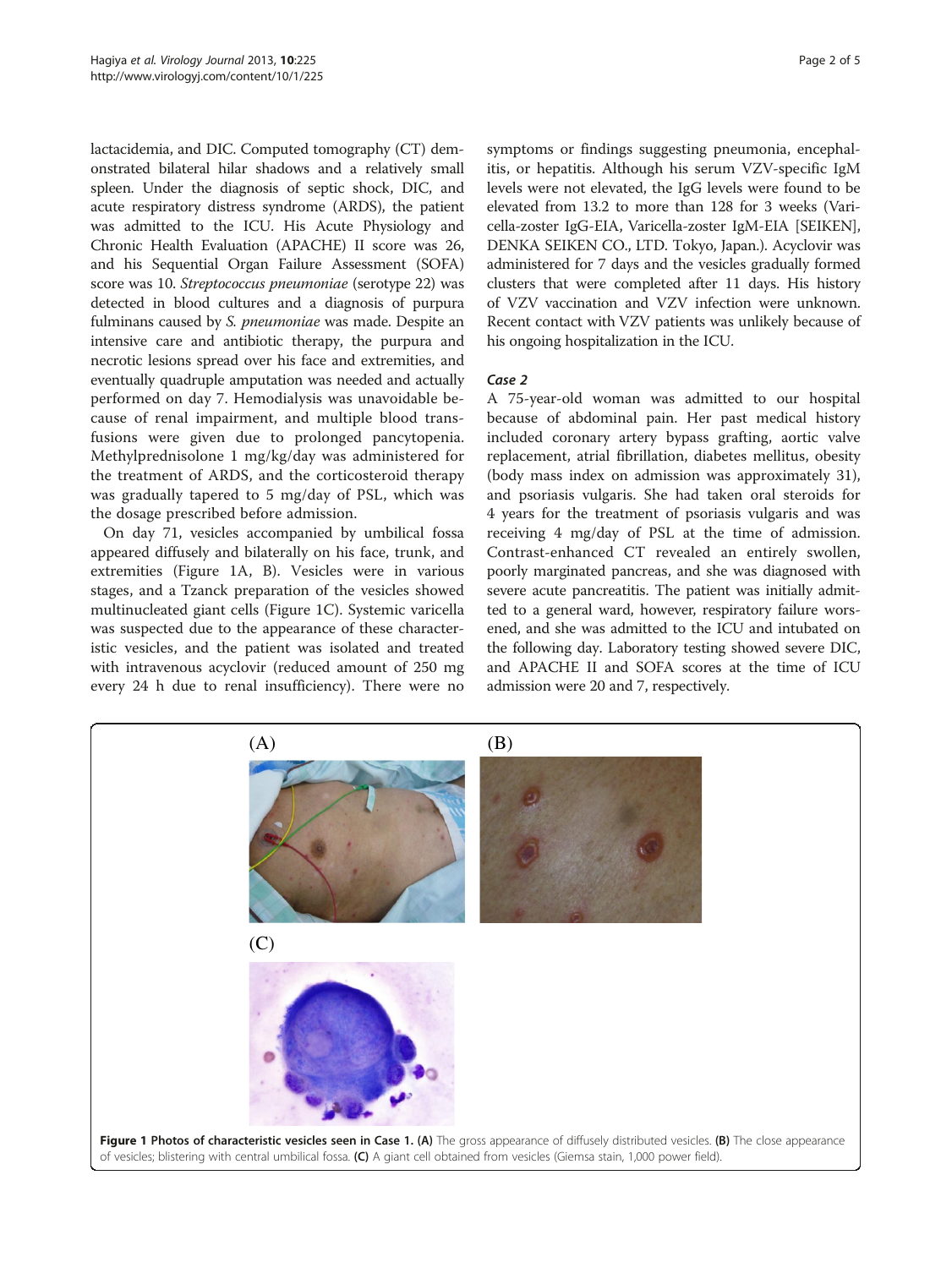lactacidemia, and DIC. Computed tomography (CT) demonstrated bilateral hilar shadows and a relatively small spleen. Under the diagnosis of septic shock, DIC, and acute respiratory distress syndrome (ARDS), the patient was admitted to the ICU. His Acute Physiology and Chronic Health Evaluation (APACHE) II score was 26, and his Sequential Organ Failure Assessment (SOFA) score was 10. *Streptococcus pneumoniae* (serotype 22) was detected in blood cultures and a diagnosis of purpura fulminans caused by *S. pneumoniae* was made. Despite an intensive care and antibiotic therapy, the purpura and necrotic lesions spread over his face and extremities, and eventually quadruple amputation was needed and actually performed on day 7. Hemodialysis was unavoidable because of renal impairment, and multiple blood transfusions were given due to prolonged pancytopenia. Methylprednisolone 1 mg/kg/day was administered for the treatment of ARDS, and the corticosteroid therapy was gradually tapered to 5 mg/day of PSL, which was the dosage prescribed before admission.

On day 71, vesicles accompanied by umbilical fossa appeared diffusely and bilaterally on his face, trunk, and extremities (Figure 1A, B). Vesicles were in various stages, and a Tzanck preparation of the vesicles showed multinucleated giant cells (Figure 1C). Systemic varicella was suspected due to the appearance of these characteristic vesicles, and the patient was isolated and treated with intravenous acyclovir (reduced amount of 250 mg every 24 h due to renal insufficiency). There were no symptoms or findings suggesting pneumonia, encephalitis, or hepatitis. Although his serum VZV-specific IgM levels were not elevated, the IgG levels were found to be elevated from 13.2 to more than 128 for 3 weeks (Varicella-zoster IgG-EIA, Varicella-zoster IgM-EIA [SEIKEN], DENKA SEIKEN CO., LTD. Tokyo, Japan.). Acyclovir was administered for 7 days and the vesicles gradually formed clusters that were completed after 11 days. His history of VZV vaccination and VZV infection were unknown. Recent contact with VZV patients was unlikely because of his ongoing hospitalization in the ICU.

### Case 2

A 75-year-old woman was admitted to our hospital because of abdominal pain. Her past medical history included coronary artery bypass grafting, aortic valve replacement, atrial fibrillation, diabetes mellitus, obesity (body mass index on admission was approximately 31), and psoriasis vulgaris. She had taken oral steroids for 4 years for the treatment of psoriasis vulgaris and was receiving 4 mg/day of PSL at the time of admission. Contrast-enhanced CT revealed an entirely swollen, poorly marginated pancreas, and she was diagnosed with severe acute pancreatitis. The patient was initially admitted to a general ward, however, respiratory failure worsened, and she was admitted to the ICU and intubated on the following day. Laboratory testing showed severe DIC, and APACHE II and SOFA scores at the time of ICU admission were 20 and 7, respectively.

**Figure 1 Photos of characteristic vesicles seen in Case 1. (A)** The gross appearance of diffusely distributed vesicles. **(B)** The close appearance of vesicles; blistering with central umbilical fossa. **(C)** A giant cell obtained from vesicles (Giemsa stain, 1,000 power field).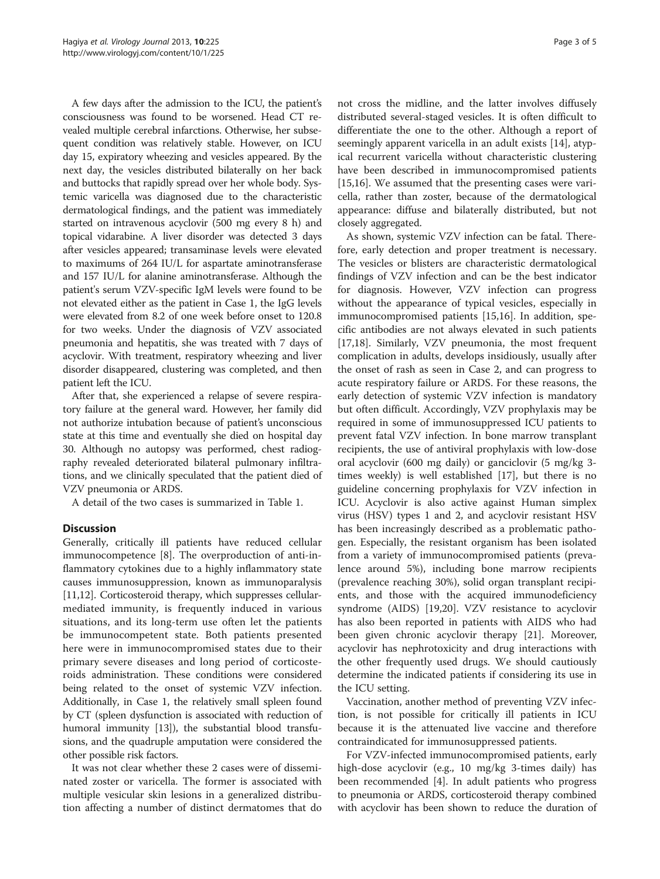A few days after the admission to the ICU, the patient's consciousness was found to be worsened. Head CT revealed multiple cerebral infarctions. Otherwise, her subsequent condition was relatively stable. However, on ICU day 15, expiratory wheezing and vesicles appeared. By the next day, the vesicles distributed bilaterally on her back and buttocks that rapidly spread over her whole body. Systemic varicella was diagnosed due to the characteristic dermatological findings, and the patient was immediately started on intravenous acyclovir (500 mg every 8 h) and topical vidarabine. A liver disorder was detected 3 days after vesicles appeared; transaminase levels were elevated to maximums of 264 IU/L for aspartate aminotransferase and 157 IU/L for alanine aminotransferase. Although the patient's serum VZV-specific IgM levels were found to be not elevated either as the patient in Case 1, the IgG levels were elevated from 8.2 of one week before onset to 120.8 for two weeks. Under the diagnosis of VZV associated pneumonia and hepatitis, she was treated with 7 days of acyclovir. With treatment, respiratory wheezing and liver disorder disappeared, clustering was completed, and then patient left the ICU.

After that, she experienced a relapse of severe respiratory failure at the general ward. However, her family did not authorize intubation because of patient's unconscious state at this time and eventually she died on hospital day 30. Although no autopsy was performed, chest radiography revealed deteriorated bilateral pulmonary infiltrations, and we clinically speculated that the patient died of VZV pneumonia or ARDS.

A detail of the two cases is summarized in Table 1.

## Discussion

Generally, critically ill patients have reduced cellular immunocompetence [8]. The overproduction of anti-inflammatory cytokines due to a highly inflammatory state causes immunosuppression, known as immunoparalysis [11,12]. Corticosteroid therapy, which suppresses cellular-mediated immunity, is frequently induced in various situations, and its long-term use often let the patients be immunocompetent state. Both patients presented here were in immunocompromised states due to their primary severe diseases and long period of corticosteroids administration. These conditions were considered being related to the onset of systemic VZV infection. Additionally, in Case 1, the relatively small spleen found by CT (spleen dysfunction is associated with reduction of humoral immunity [13]), the substantial blood transfusions, and the quadruple amputation were considered the other possible risk factors.

It was not clear whether these 2 cases were of disseminated zoster or varicella. The former is associated with multiple vesicular skin lesions in a generalized distribution affecting a number of distinct dermatomes that do not cross the midline, and the latter involves diffusely distributed several-staged vesicles. It is often difficult to differentiate the one to the other. Although a report of seemingly apparent varicella in an adult exists [14], atypical recurrent varicella without characteristic clustering have been described in immunocompromised patients [15,16]. We assumed that the presenting cases were varicella, rather than zoster, because of the dermatological appearance: diffuse and bilaterally distributed, but not closely aggregated.

As shown, systemic VZV infection can be fatal. Therefore, early detection and proper treatment is necessary. The vesicles or blisters are characteristic dermatological findings of VZV infection and can be the best indicator for diagnosis. However, VZV infection can progress without the appearance of typical vesicles, especially in immunocompromised patients [15,16]. In addition, specific antibodies are not always elevated in such patients [17,18]. Similarly, VZV pneumonia, the most frequent complication in adults, develops insidiously, usually after the onset of rash as seen in Case 2, and can progress to acute respiratory failure or ARDS. For these reasons, the early detection of systemic VZV infection is mandatory but often difficult. Accordingly, VZV prophylaxis may be required in some of immunosuppressed ICU patients to prevent fatal VZV infection. In bone marrow transplant recipients, the use of antiviral prophylaxis with low-dose oral acyclovir (600 mg daily) or ganciclovir (5 mg/kg 3-times weekly) is well established [17], but there is no guideline concerning prophylaxis for VZV infection in ICU. Acyclovir is also active against Human simplex virus (HSV) types 1 and 2, and acyclovir resistant HSV has been increasingly described as a problematic pathogen. Especially, the resistant organism has been isolated from a variety of immunocompromised patients (prevalence around 5%), including bone marrow recipients (prevalence reaching 30%), solid organ transplant recipients, and those with the acquired immunodeficiency syndrome (AIDS) [19,20]. VZV resistance to acyclovir has also been reported in patients with AIDS who had been given chronic acyclovir therapy [21]. Moreover, acyclovir has nephrotoxicity and drug interactions with the other frequently used drugs. We should cautiously determine the indicated patients if considering its use in the ICU setting.

Vaccination, another method of preventing VZV infection, is not possible for critically ill patients in ICU because it is the attenuated live vaccine and therefore contraindicated for immunosuppressed patients.

For VZV-infected immunocompromised patients, early high-dose acyclovir (e.g., 10 mg/kg 3-times daily) has been recommended [4]. In adult patients who progress to pneumonia or ARDS, corticosteroid therapy combined with acyclovir has been shown to reduce the duration of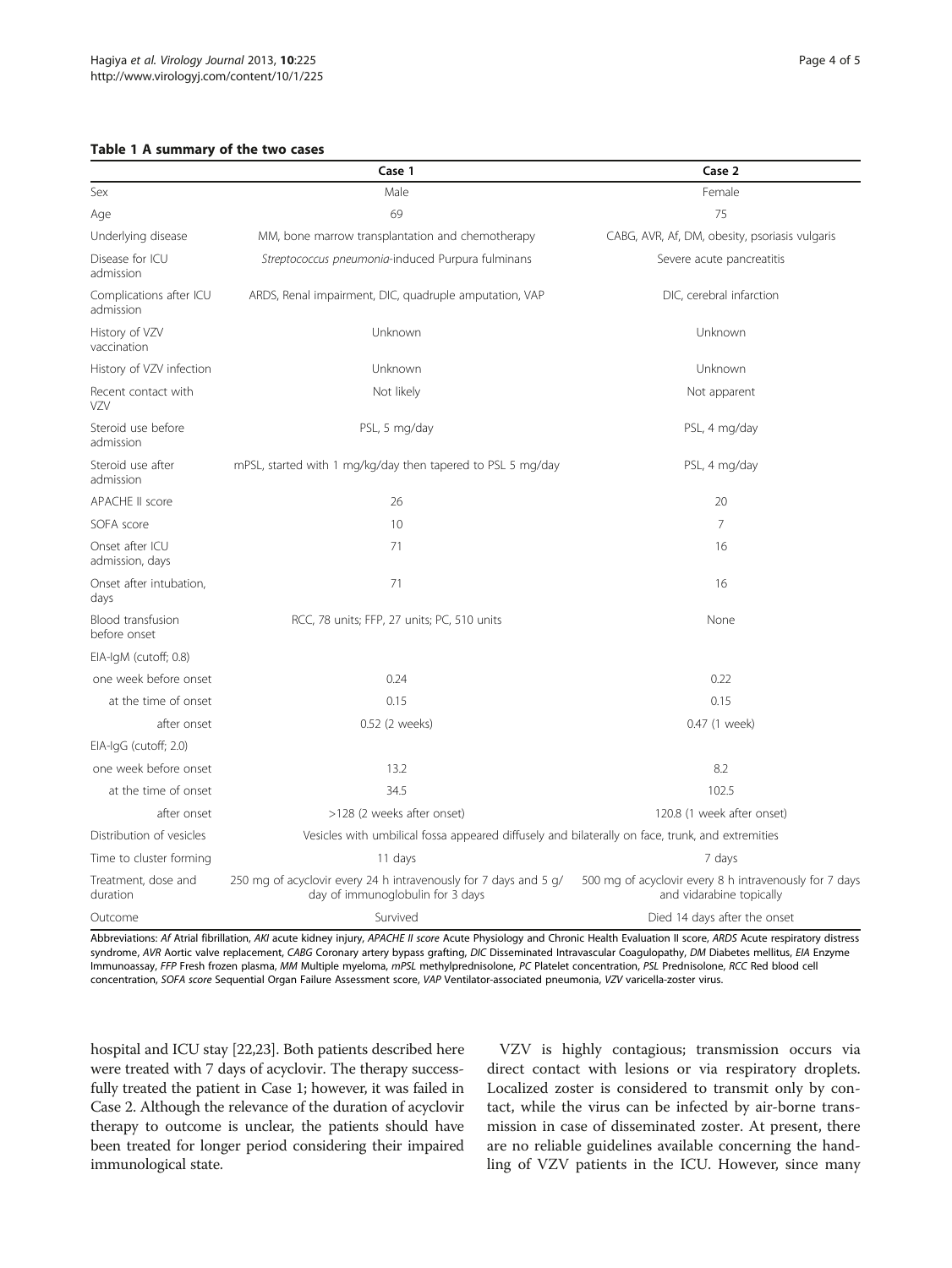**Table 1 A summary of the two cases**

| | Case 1 | Case 2 |
|---|---|---|
| Sex | Male | Female |
| Age | 69 | 75 |
| Underlying disease | MM, bone marrow transplantation and chemotherapy | CABG, AVR, Af, DM, obesity, psoriasis vulgaris |
| Disease for ICU admission | *Streptococcus pneumonia*-induced Purpura fulminans | Severe acute pancreatitis |
| Complications after ICU admission | ARDS, Renal impairment, DIC, quadruple amputation, VAP | DIC, cerebral infarction |
| History of VZV vaccination | Unknown | Unknown |
| History of VZV infection | Unknown | Unknown |
| Recent contact with VZV | Not likely | Not apparent |
| Steroid use before admission | PSL, 5 mg/day | PSL, 4 mg/day |
| Steroid use after admission | mPSL, started with 1 mg/kg/day then tapered to PSL 5 mg/day | PSL, 4 mg/day |
| APACHE II score | 26 | 20 |
| SOFA score | 10 | 7 |
| Onset after ICU admission, days | 71 | 16 |
| Onset after intubation, days | 71 | 16 |
| Blood transfusion before onset | RCC, 78 units; FFP, 27 units; PC, 510 units | None |
| EIA-IgM (cutoff; 0.8) | | |
| one week before onset | 0.24 | 0.22 |
| at the time of onset | 0.15 | 0.15 |
| after onset | 0.52 (2 weeks) | 0.47 (1 week) |
| EIA-IgG (cutoff; 2.0) | | |
| one week before onset | 13.2 | 8.2 |
| at the time of onset | 34.5 | 102.5 |
| after onset | >128 (2 weeks after onset) | 120.8 (1 week after onset) |
| Distribution of vesicles | Vesicles with umbilical fossa appeared diffusely and bilaterally on face, trunk, and extremities | |
| Time to cluster forming | 11 days | 7 days |
| Treatment, dose and duration | 250 mg of acyclovir every 24 h intravenously for 7 days and 5 g/day of immunoglobulin for 3 days | 500 mg of acyclovir every 8 h intravenously for 7 days and vidarabine topically |
| Outcome | Survived | Died 14 days after the onset |

Abbreviations: *Af* Atrial fibrillation, *AKI* acute kidney injury, *APACHE II score* Acute Physiology and Chronic Health Evaluation II score, *ARDS* Acute respiratory distress syndrome, *AVR* Aortic valve replacement, *CABG* Coronary artery bypass grafting, *DIC* Disseminated Intravascular Coagulopathy, *DM* Diabetes mellitus, *EIA* Enzyme Immunoassay, *FFP* Fresh frozen plasma, *MM* Multiple myeloma, *mPSL* methylprednisolone, *PC* Platelet concentration, *PSL* Prednisolone, *RCC* Red blood cell concentration, *SOFA score* Sequential Organ Failure Assessment score, *VAP* Ventilator-associated pneumonia, *VZV* varicella-zoster virus.

hospital and ICU stay [22,23]. Both patients described here were treated with 7 days of acyclovir. The therapy successfully treated the patient in Case 1; however, it was failed in Case 2. Although the relevance of the duration of acyclovir therapy to outcome is unclear, the patients should have been treated for longer period considering their impaired immunological state.

VZV is highly contagious; transmission occurs via direct contact with lesions or via respiratory droplets. Localized zoster is considered to transmit only by contact, while the virus can be infected by air-borne transmission in case of disseminated zoster. At present, there are no reliable guidelines available concerning the handling of VZV patients in the ICU. However, since many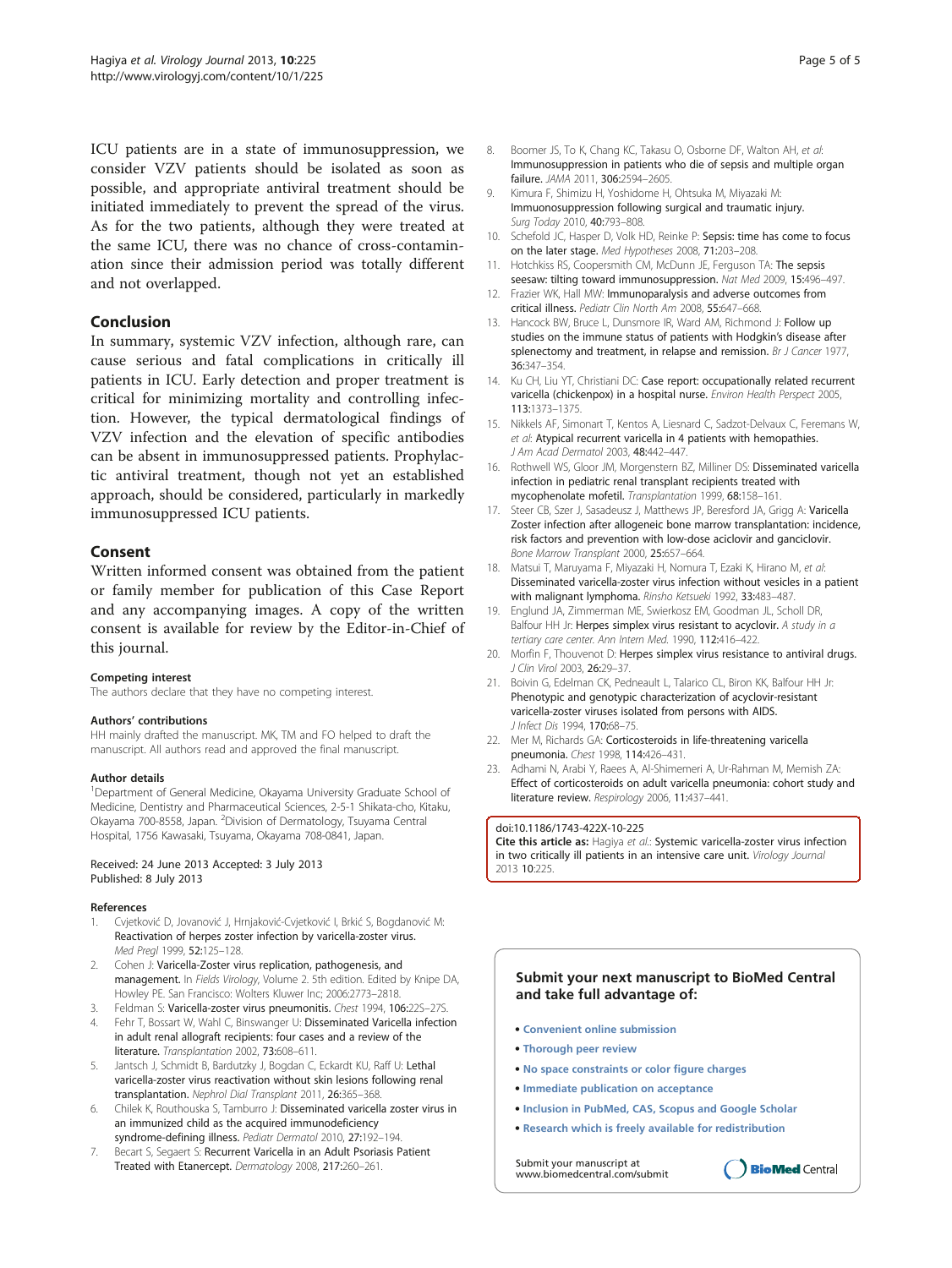ICU patients are in a state of immunosuppression, we consider VZV patients should be isolated as soon as possible, and appropriate antiviral treatment should be initiated immediately to prevent the spread of the virus. As for the two patients, although they were treated at the same ICU, there was no chance of cross-contamination since their admission period was totally different and not overlapped.

## Conclusion

In summary, systemic VZV infection, although rare, can cause serious and fatal complications in critically ill patients in ICU. Early detection and proper treatment is critical for minimizing mortality and controlling infection. However, the typical dermatological findings of VZV infection and the elevation of specific antibodies can be absent in immunosuppressed patients. Prophylactic antiviral treatment, though not yet an established approach, should be considered, particularly in markedly immunosuppressed ICU patients.

## Consent

Written informed consent was obtained from the patient or family member for publication of this Case Report and any accompanying images. A copy of the written consent is available for review by the Editor-in-Chief of this journal.

#### Competing interest

The authors declare that they have no competing interest.

#### Authors' contributions

HH mainly drafted the manuscript. MK, TM and FO helped to draft the manuscript. All authors read and approved the final manuscript.

#### Author details

[1]Department of General Medicine, Okayama University Graduate School of Medicine, Dentistry and Pharmaceutical Sciences, 2-5-1 Shikata-cho, Kitaku, Okayama 700-8558, Japan. [2]Division of Dermatology, Tsuyama Central Hospital, 1756 Kawasaki, Tsuyama, Okayama 708-0841, Japan.

Received: 24 June 2013 Accepted: 3 July 2013
Published: 8 July 2013

#### References

1. Cvjetković D, Jovanović J, Hrnjaković-Cvjetković I, Brkić S, Bogdanović M: **Reactivation of herpes zoster infection by varicella-zoster virus.** *Med Pregl* 1999, **52**:125–128.
2. Cohen J: **Varicella-Zoster virus replication, pathogenesis, and management.** In *Fields Virology*, Volume 2. 5th edition. Edited by Knipe DA, Howley PE. San Francisco: Wolters Kluwer Inc; 2006:2773–2818.
3. Feldman S: **Varicella-zoster virus pneumonitis.** *Chest* 1994, **106**:22S–27S.
4. Fehr T, Bossart W, Wahl C, Binswanger U: **Disseminated Varicella infection in adult renal allograft recipients: four cases and a review of the literature.** *Transplantation* 2002, **73**:608–611.
5. Jantsch J, Schmidt B, Bardutzky J, Bogdan C, Eckardt KU, Raff U: **Lethal varicella-zoster virus reactivation without skin lesions following renal transplantation.** *Nephrol Dial Transplant* 2011, **26**:365–368.
6. Chilek K, Routhouska S, Tamburro J: **Disseminated varicella zoster virus in an immunized child as the acquired immunodeficiency syndrome-defining illness.** *Pediatr Dermatol* 2010, **27**:192–194.
7. Becart S, Segaert S: **Recurrent Varicella in an Adult Psoriasis Patient Treated with Etanercept.** *Dermatology* 2008, **217**:260–261.
8. Boomer JS, To K, Chang KC, Takasu O, Osborne DF, Walton AH, *et al*: **Immunosuppression in patients who die of sepsis and multiple organ failure.** *JAMA* 2011, **306**:2594–2605.
9. Kimura F, Shimizu H, Yoshidome H, Ohtsuka M, Miyazaki M: **Immuonosuppression following surgical and traumatic injury.** *Surg Today* 2010, **40**:793–808.
10. Schefold JC, Hasper D, Volk HD, Reinke P: **Sepsis: time has come to focus on the later stage.** *Med Hypotheses* 2008, **71**:203–208.
11. Hotchkiss RS, Coopersmith CM, McDunn JE, Ferguson TA: **The sepsis seesaw: tilting toward immunosuppression.** *Nat Med* 2009, **15**:496–497.
12. Frazier WK, Hall MW: **Immunoparalysis and adverse outcomes from critical illness.** *Pediatr Clin North Am* 2008, **55**:647–668.
13. Hancock BW, Bruce L, Dunsmore IR, Ward AM, Richmond J: **Follow up studies on the immune status of patients with Hodgkin's disease after splenectomy and treatment, in relapse and remission.** *Br J Cancer* 1977, **36**:347–354.
14. Ku CH, Liu YT, Christiani DC: **Case report: occupationally related recurrent varicella (chickenpox) in a hospital nurse.** *Environ Health Perspect* 2005, **113**:1373–1375.
15. Nikkels AF, Simonart T, Kentos A, Liesnard C, Sadzot-Delvaux C, Feremans W, *et al*: **Atypical recurrent varicella in 4 patients with hemopathies.** *J Am Acad Dermatol* 2003, **48**:442–447.
16. Rothwell WS, Gloor JM, Morgenstern BZ, Milliner DS: **Disseminated varicella infection in pediatric renal transplant recipients treated with mycophenolate mofetil.** *Transplantation* 1999, **68**:158–161.
17. Steer CB, Szer J, Sasadeusz J, Matthews JP, Beresford JA, Grigg A: **Varicella Zoster infection after allogeneic bone marrow transplantation: incidence, risk factors and prevention with low-dose aciclovir and ganciclovir.** *Bone Marrow Transplant* 2000, **25**:657–664.
18. Matsui T, Maruyama F, Miyazaki H, Nomura T, Ezaki K, Hirano M, *et al*: **Disseminated varicella-zoster virus infection without vesicles in a patient with malignant lymphoma.** *Rinsho Ketsueki* 1992, **33**:483–487.
19. Englund JA, Zimmerman ME, Swierkosz EM, Goodman JL, Scholl DR, Balfour HH Jr: **Herpes simplex virus resistant to acyclovir.** *A study in a tertiary care center. Ann Intern Med.* 1990, **112**:416–422.
20. Morfin F, Thouvenot D: **Herpes simplex virus resistance to antiviral drugs.** *J Clin Virol* 2003, **26**:29–37.
21. Boivin G, Edelman CK, Pedneault L, Talarico CL, Biron KK, Balfour HH Jr: **Phenotypic and genotypic characterization of acyclovir-resistant varicella-zoster viruses isolated from persons with AIDS.** *J Infect Dis* 1994, **170**:68–75.
22. Mer M, Richards GA: **Corticosteroids in life-threatening varicella pneumonia.** *Chest* 1998, **114**:426–431.
23. Adhami N, Arabi Y, Raees A, Al-Shimemeri A, Ur-Rahman M, Memish ZA: **Effect of corticosteroids on adult varicella pneumonia: cohort study and literature review.** *Respirology* 2006, **11**:437–441.

doi:10.1186/1743-422X-10-225
**Cite this article as:** Hagiya *et al.*: Systemic varicella-zoster virus infection in two critically ill patients in an intensive care unit. *Virology Journal* 2013 **10**:225.

**Submit your next manuscript to BioMed Central and take full advantage of:**

- Convenient online submission
- Thorough peer review
- No space constraints or color figure charges
- Immediate publication on acceptance
- Inclusion in PubMed, CAS, Scopus and Google Scholar
- Research which is freely available for redistribution

Submit your manuscript at
www.biomedcentral.com/submit